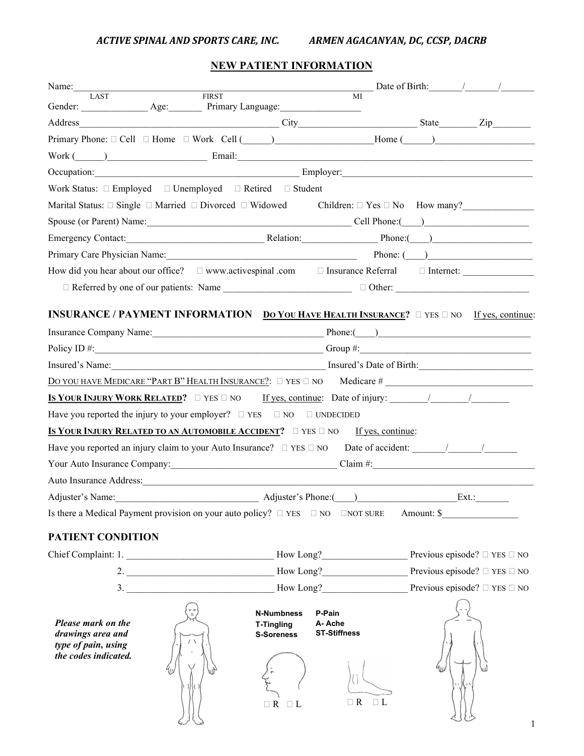*ACTIVE SPINAL AND SPORTS CARE, INC.* *ARMEN AGACANYAN, DC, CCSP, DACRB*

## NEW PATIENT INFORMATION

Name:_____________________________________________________________ Date of Birth:______/______/______
LAST FIRST MI

Gender: ______________ Age:_______ Primary Language:_________________

Address___________________________________________ City________________________ State________ Zip________

Primary Phone: □ Cell □ Home □ Work Cell (______)____________________Home (______)____________________

Work (______)____________________ Email:_______________________________________________________________

Occupation:__________________________________________ Employer:_______________________________________

Work Status: □ Employed □ Unemployed □ Retired □ Student

Marital Status: □ Single □ Married □ Divorced □ Widowed Children: □ Yes □ No How many?_______________

Spouse (or Parent) Name:__________________________________________ Cell Phone:(____)_____________________

Emergency Contact:____________________________ Relation:_______________ Phone:(____)_____________________

Primary Care Physician Name:_________________________________________ Phone: (____)_____________________

How did you hear about our office? □ www.activespinal .com □ Insurance Referral □ Internet: _______________

□ Referred by one of our patients: Name __________________________ □ Other: ___________________________

## INSURANCE / PAYMENT INFORMATION

<u>DO YOU HAVE HEALTH INSURANCE?</u> □ YES □ NO <u>If yes, continue</u>:

Insurance Company Name:____________________________________ Phone:(____)_______________________________

Policy ID #:_____________________________________________ Group #:___________________________________

Insured's Name:______________________________________________ Insured's Date of Birth:_______________________

<u>DO YOU HAVE MEDICARE "PART B" HEALTH INSURANCE?</u>: □ YES □ NO Medicare # _______________________________

**<u>IS YOUR INJURY WORK RELATED?</u>** □ YES □ NO <u>If yes, continue</u>: Date of injury: ________/________/________

Have you reported the injury to your employer? □ YES □ NO □ UNDECIDED

**<u>IS YOUR INJURY RELATED TO AN AUTOMOBILE ACCIDENT?</u>** □ YES □ NO <u>If yes, continue</u>:

Have you reported an injury claim to your Auto Insurance? □ YES □ NO Date of accident: _______/_______/_______

Your Auto Insurance Company:___________________________________ Claim #:_________________________________

Auto Insurance Address:_____________________________________________________________________________

Adjuster's Name:______________________________ Adjuster's Phone:(____)____________________Ext.:_______

Is there a Medical Payment provision on your auto policy? □ YES □ NO □NOT SURE Amount: $________________

## PATIENT CONDITION

Chief Complaint: 1. _______________________________ How Long?_________________ Previous episode? □ YES □ NO

2. _______________________________ How Long?_________________ Previous episode? □ YES □ NO

3. _______________________________ How Long?_________________ Previous episode? □ YES □ NO

***Please mark on the drawings area and type of pain, using the codes indicated.***

**N-Numbness**
**T-Tingling**
**S-Soreness**
**P-Pain**
**A- Ache**
**ST-Stiffness**

□ R □ L

□ R □ L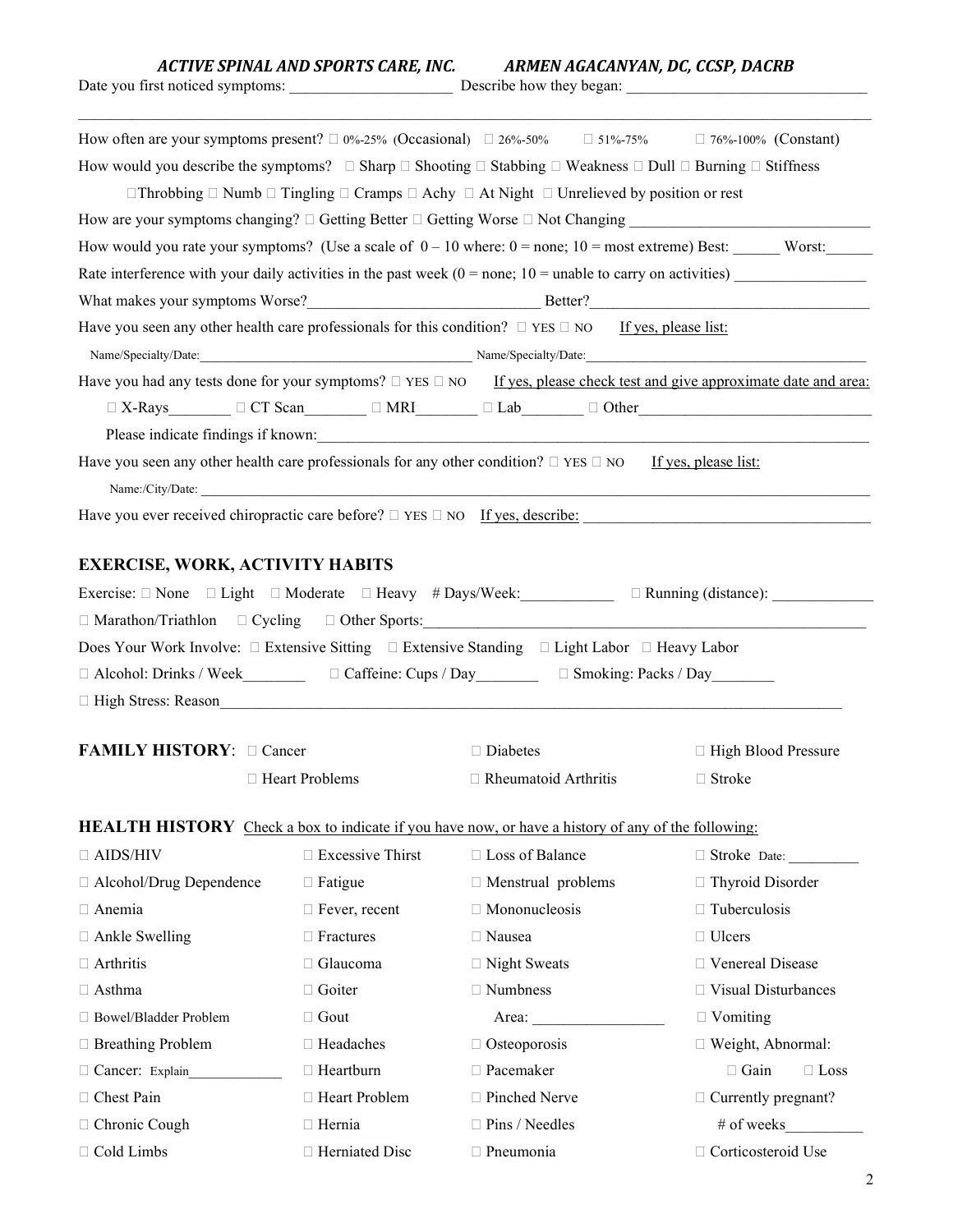*ACTIVE SPINAL AND SPORTS CARE, INC.* *ARMEN AGACANYAN, DC, CCSP, DACRB*

Date you first noticed symptoms: ____________________ Describe how they began: ______________________________

______________________________________________________________________________

How often are your symptoms present? ☐ 0%-25% (Occasional) ☐ 26%-50% ☐ 51%-75% ☐ 76%-100% (Constant)

How would you describe the symptoms? ☐ Sharp ☐ Shooting ☐ Stabbing ☐ Weakness ☐ Dull ☐ Burning ☐ Stiffness ☐ Throbbing ☐ Numb ☐ Tingling ☐ Cramps ☐ Achy ☐ At Night ☐ Unrelieved by position or rest

How are your symptoms changing? ☐ Getting Better ☐ Getting Worse ☐ Not Changing ______________________________

How would you rate your symptoms? (Use a scale of 0 – 10 where: 0 = none; 10 = most extreme) Best: ______ Worst: ______

Rate interference with your daily activities in the past week (0 = none; 10 = unable to carry on activities) ________________

What makes your symptoms Worse? ______________________________ Better? ______________________________

Have you seen any other health care professionals for this condition? ☐ YES ☐ NO <u>If yes, please list:</u>

Name/Specialty/Date: ______________________________ Name/Specialty/Date: ______________________________

Have you had any tests done for your symptoms? ☐ YES ☐ NO <u>If yes, please check test and give approximate date and area:</u>

☐ X-Rays________ ☐ CT Scan________ ☐ MRI________ ☐ Lab________ ☐ Other______________________________

Please indicate findings if known: ______________________________________________________________

Have you seen any other health care professionals for any other condition? ☐ YES ☐ NO <u>If yes, please list:</u>

Name:/City/Date: ______________________________________________________________________________

Have you ever received chiropractic care before? ☐ YES ☐ NO <u>If yes, describe:</u> ______________________________

## EXERCISE, WORK, ACTIVITY HABITS

Exercise: ☐ None ☐ Light ☐ Moderate ☐ Heavy # Days/Week: ___________ ☐ Running (distance): _____________

☐ Marathon/Triathlon ☐ Cycling ☐ Other Sports: ______________________________________________________

Does Your Work Involve: ☐ Extensive Sitting ☐ Extensive Standing ☐ Light Labor ☐ Heavy Labor

☐ Alcohol: Drinks / Week________ ☐ Caffeine: Cups / Day________ ☐ Smoking: Packs / Day________

☐ High Stress: Reason______________________________________________________________________________

**FAMILY HISTORY**: ☐ Cancer ☐ Diabetes ☐ High Blood Pressure ☐ Heart Problems ☐ Rheumatoid Arthritis ☐ Stroke

**HEALTH HISTORY** <u>Check a box to indicate if you have now, or have a history of any of the following:</u>

| | | | |
|---|---|---|---|
| ☐ AIDS/HIV | ☐ Excessive Thirst | ☐ Loss of Balance | ☐ Stroke Date: _________ |
| ☐ Alcohol/Drug Dependence | ☐ Fatigue | ☐ Menstrual problems | ☐ Thyroid Disorder |
| ☐ Anemia | ☐ Fever, recent | ☐ Mononucleosis | ☐ Tuberculosis |
| ☐ Ankle Swelling | ☐ Fractures | ☐ Nausea | ☐ Ulcers |
| ☐ Arthritis | ☐ Glaucoma | ☐ Night Sweats | ☐ Venereal Disease |
| ☐ Asthma | ☐ Goiter | ☐ Numbness | ☐ Visual Disturbances |
| ☐ Bowel/Bladder Problem | ☐ Gout | Area: ________________ | ☐ Vomiting |
| ☐ Breathing Problem | ☐ Headaches | ☐ Osteoporosis | ☐ Weight, Abnormal: |
| ☐ Cancer: Explain____________ | ☐ Heartburn | ☐ Pacemaker | ☐ Gain ☐ Loss |
| ☐ Chest Pain | ☐ Heart Problem | ☐ Pinched Nerve | ☐ Currently pregnant? |
| ☐ Chronic Cough | ☐ Hernia | ☐ Pins / Needles | # of weeks_________ |
| ☐ Cold Limbs | ☐ Herniated Disc | ☐ Pneumonia | ☐ Corticosteroid Use |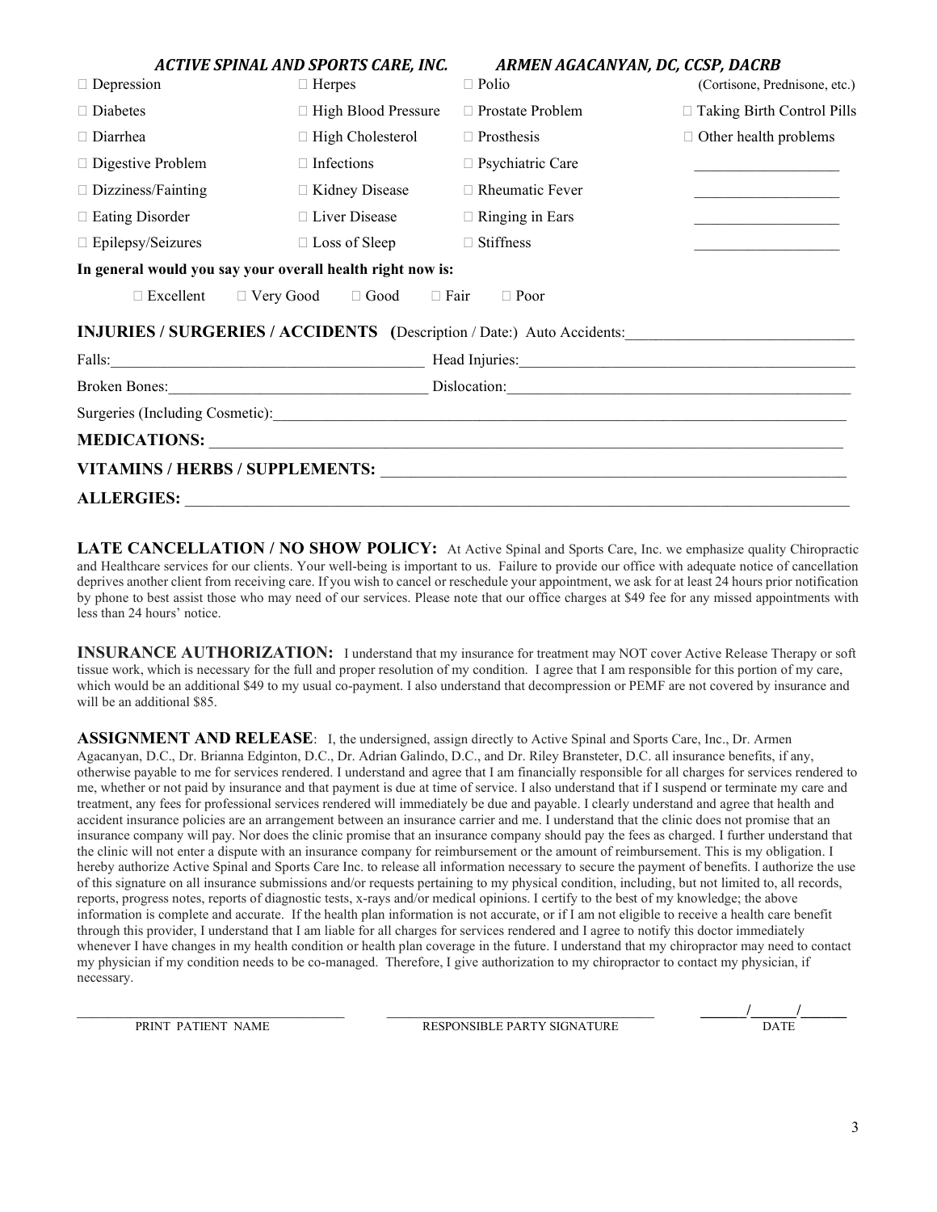*ACTIVE SPINAL AND SPORTS CARE, INC.* *ARMEN AGACANYAN, DC, CCSP, DACRB*

| | | | |
|---|---|---|---|
| ☐ Depression | ☐ Herpes | ☐ Polio | (Cortisone, Prednisone, etc.) |
| ☐ Diabetes | ☐ High Blood Pressure | ☐ Prostate Problem | ☐ Taking Birth Control Pills |
| ☐ Diarrhea | ☐ High Cholesterol | ☐ Prosthesis | ☐ Other health problems |
| ☐ Digestive Problem | ☐ Infections | ☐ Psychiatric Care | ___________________ |
| ☐ Dizziness/Fainting | ☐ Kidney Disease | ☐ Rheumatic Fever | ___________________ |
| ☐ Eating Disorder | ☐ Liver Disease | ☐ Ringing in Ears | ___________________ |
| ☐ Epilepsy/Seizures | ☐ Loss of Sleep | ☐ Stiffness | ___________________ |

**In general would you say your overall health right now is:**

☐ Excellent ☐ Very Good ☐ Good ☐ Fair ☐ Poor

**INJURIES / SURGERIES / ACCIDENTS** (Description / Date:) Auto Accidents:_____________________________

Falls:_______________________________________ Head Injuries:___________________________________________

Broken Bones:_________________________________ Dislocation:____________________________________________

Surgeries (Including Cosmetic):___________________________________________________________________________

**MEDICATIONS:** ________________________________________________________________________________

**VITAMINS / HERBS / SUPPLEMENTS:** _______________________________________________________________

**ALLERGIES:** ___________________________________________________________________________________

**LATE CANCELLATION / NO SHOW POLICY:** At Active Spinal and Sports Care, Inc. we emphasize quality Chiropractic and Healthcare services for our clients. Your well-being is important to us. Failure to provide our office with adequate notice of cancellation deprives another client from receiving care. If you wish to cancel or reschedule your appointment, we ask for at least 24 hours prior notification by phone to best assist those who may need of our services. Please note that our office charges at $49 fee for any missed appointments with less than 24 hours' notice.

**INSURANCE AUTHORIZATION:** I understand that my insurance for treatment may NOT cover Active Release Therapy or soft tissue work, which is necessary for the full and proper resolution of my condition. I agree that I am responsible for this portion of my care, which would be an additional $49 to my usual co-payment. I also understand that decompression or PEMF are not covered by insurance and will be an additional $85.

**ASSIGNMENT AND RELEASE**: I, the undersigned, assign directly to Active Spinal and Sports Care, Inc., Dr. Armen Agacanyan, D.C., Dr. Brianna Edginton, D.C., Dr. Adrian Galindo, D.C., and Dr. Riley Bransteter, D.C. all insurance benefits, if any, otherwise payable to me for services rendered. I understand and agree that I am financially responsible for all charges for services rendered to me, whether or not paid by insurance and that payment is due at time of service. I also understand that if I suspend or terminate my care and treatment, any fees for professional services rendered will immediately be due and payable. I clearly understand and agree that health and accident insurance policies are an arrangement between an insurance carrier and me. I understand that the clinic does not promise that an insurance company will pay. Nor does the clinic promise that an insurance company should pay the fees as charged. I further understand that the clinic will not enter a dispute with an insurance company for reimbursement or the amount of reimbursement. This is my obligation. I hereby authorize Active Spinal and Sports Care Inc. to release all information necessary to secure the payment of benefits. I authorize the use of this signature on all insurance submissions and/or requests pertaining to my physical condition, including, but not limited to, all records, reports, progress notes, reports of diagnostic tests, x-rays and/or medical opinions. I certify to the best of my knowledge; the above information is complete and accurate. If the health plan information is not accurate, or if I am not eligible to receive a health care benefit through this provider, I understand that I am liable for all charges for services rendered and I agree to notify this doctor immediately whenever I have changes in my health condition or health plan coverage in the future. I understand that my chiropractor may need to contact my physician if my condition needs to be co-managed. Therefore, I give authorization to my chiropractor to contact my physician, if necessary.

| ______________________________ | ______________________________ | ______/______/______ |
|---|---|---|
| PRINT PATIENT NAME | RESPONSIBLE PARTY SIGNATURE | DATE |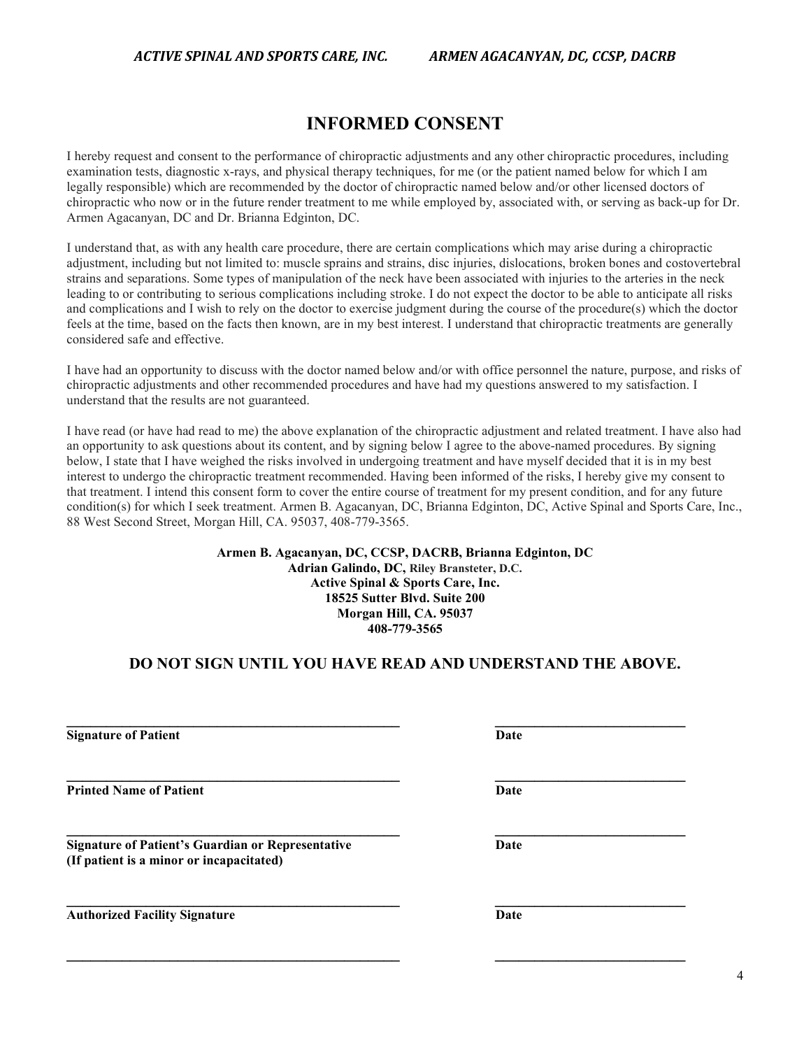# INFORMED CONSENT

I hereby request and consent to the performance of chiropractic adjustments and any other chiropractic procedures, including examination tests, diagnostic x-rays, and physical therapy techniques, for me (or the patient named below for which I am legally responsible) which are recommended by the doctor of chiropractic named below and/or other licensed doctors of chiropractic who now or in the future render treatment to me while employed by, associated with, or serving as back-up for Dr. Armen Agacanyan, DC and Dr. Brianna Edginton, DC.

I understand that, as with any health care procedure, there are certain complications which may arise during a chiropractic adjustment, including but not limited to: muscle sprains and strains, disc injuries, dislocations, broken bones and costovertebral strains and separations. Some types of manipulation of the neck have been associated with injuries to the arteries in the neck leading to or contributing to serious complications including stroke. I do not expect the doctor to be able to anticipate all risks and complications and I wish to rely on the doctor to exercise judgment during the course of the procedure(s) which the doctor feels at the time, based on the facts then known, are in my best interest. I understand that chiropractic treatments are generally considered safe and effective.

I have had an opportunity to discuss with the doctor named below and/or with office personnel the nature, purpose, and risks of chiropractic adjustments and other recommended procedures and have had my questions answered to my satisfaction. I understand that the results are not guaranteed.

I have read (or have had read to me) the above explanation of the chiropractic adjustment and related treatment. I have also had an opportunity to ask questions about its content, and by signing below I agree to the above-named procedures. By signing below, I state that I have weighed the risks involved in undergoing treatment and have myself decided that it is in my best interest to undergo the chiropractic treatment recommended. Having been informed of the risks, I hereby give my consent to that treatment. I intend this consent form to cover the entire course of treatment for my present condition, and for any future condition(s) for which I seek treatment. Armen B. Agacanyan, DC, Brianna Edginton, DC, Active Spinal and Sports Care, Inc., 88 West Second Street, Morgan Hill, CA. 95037, 408-779-3565.

**Armen B. Agacanyan, DC, CCSP, DACRB, Brianna Edginton, DC**
**Adrian Galindo, DC, Riley Bransteter, D.C.**
**Active Spinal & Sports Care, Inc.**
**18525 Sutter Blvd. Suite 200**
**Morgan Hill, CA. 95037**
**408-779-3565**

## DO NOT SIGN UNTIL YOU HAVE READ AND UNDERSTAND THE ABOVE.

\_\_\_\_\_\_\_\_\_\_\_\_\_\_\_\_\_\_\_\_\_\_\_\_\_\_\_\_\_\_\_\_\_\_\_\_\_\_\_\_\_\_\_\_ \_\_\_\_\_\_\_\_\_\_\_\_\_\_\_\_\_\_\_\_\_\_\_\_\_\_
**Signature of Patient** **Date**

\_\_\_\_\_\_\_\_\_\_\_\_\_\_\_\_\_\_\_\_\_\_\_\_\_\_\_\_\_\_\_\_\_\_\_\_\_\_\_\_\_\_\_\_ \_\_\_\_\_\_\_\_\_\_\_\_\_\_\_\_\_\_\_\_\_\_\_\_\_\_
**Printed Name of Patient** **Date**

\_\_\_\_\_\_\_\_\_\_\_\_\_\_\_\_\_\_\_\_\_\_\_\_\_\_\_\_\_\_\_\_\_\_\_\_\_\_\_\_\_\_\_\_ \_\_\_\_\_\_\_\_\_\_\_\_\_\_\_\_\_\_\_\_\_\_\_\_\_\_
**Signature of Patient's Guardian or Representative** **Date**
**(If patient is a minor or incapacitated)**

\_\_\_\_\_\_\_\_\_\_\_\_\_\_\_\_\_\_\_\_\_\_\_\_\_\_\_\_\_\_\_\_\_\_\_\_\_\_\_\_\_\_\_\_ \_\_\_\_\_\_\_\_\_\_\_\_\_\_\_\_\_\_\_\_\_\_\_\_\_\_
**Authorized Facility Signature** **Date**

\_\_\_\_\_\_\_\_\_\_\_\_\_\_\_\_\_\_\_\_\_\_\_\_\_\_\_\_\_\_\_\_\_\_\_\_\_\_\_\_\_\_\_\_ \_\_\_\_\_\_\_\_\_\_\_\_\_\_\_\_\_\_\_\_\_\_\_\_\_\_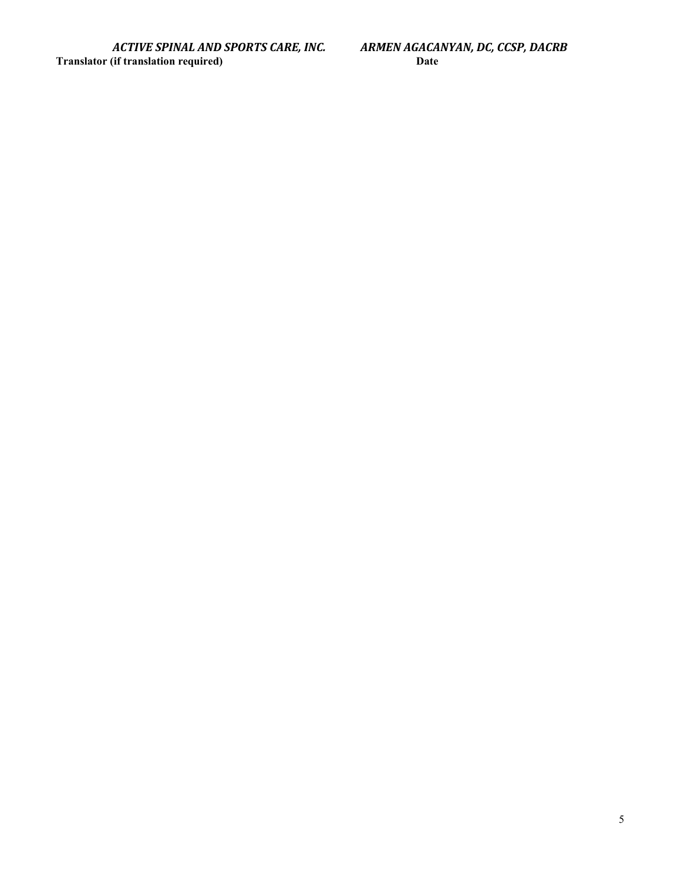*ACTIVE SPINAL AND SPORTS CARE, INC.* *ARMEN AGACANYAN, DC, CCSP, DACRB*

**Translator (if translation required)** **Date**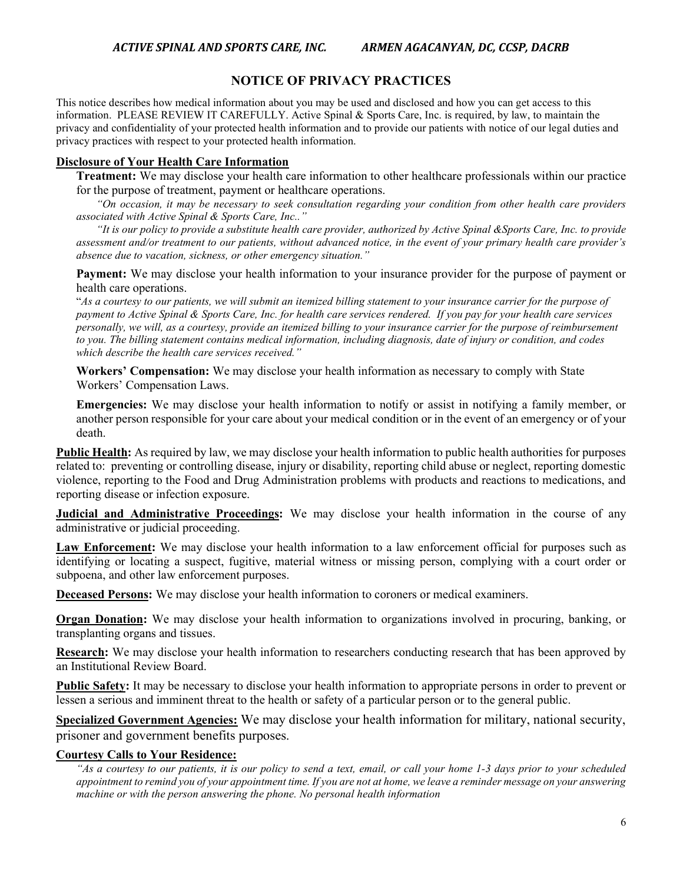## NOTICE OF PRIVACY PRACTICES

This notice describes how medical information about you may be used and disclosed and how you can get access to this information. PLEASE REVIEW IT CAREFULLY. Active Spinal & Sports Care, Inc. is required, by law, to maintain the privacy and confidentiality of your protected health information and to provide our patients with notice of our legal duties and privacy practices with respect to your protected health information.

**Disclosure of Your Health Care Information**

**Treatment:** We may disclose your health care information to other healthcare professionals within our practice for the purpose of treatment, payment or healthcare operations.

*"On occasion, it may be necessary to seek consultation regarding your condition from other health care providers associated with Active Spinal & Sports Care, Inc.."*

*"It is our policy to provide a substitute health care provider, authorized by Active Spinal &Sports Care, Inc. to provide assessment and/or treatment to our patients, without advanced notice, in the event of your primary health care provider's absence due to vacation, sickness, or other emergency situation."*

**Payment:** We may disclose your health information to your insurance provider for the purpose of payment or health care operations.

"*As a courtesy to our patients, we will submit an itemized billing statement to your insurance carrier for the purpose of payment to Active Spinal & Sports Care, Inc. for health care services rendered. If you pay for your health care services personally, we will, as a courtesy, provide an itemized billing to your insurance carrier for the purpose of reimbursement to you. The billing statement contains medical information, including diagnosis, date of injury or condition, and codes which describe the health care services received."*

**Workers' Compensation:** We may disclose your health information as necessary to comply with State Workers' Compensation Laws.

**Emergencies:** We may disclose your health information to notify or assist in notifying a family member, or another person responsible for your care about your medical condition or in the event of an emergency or of your death.

**Public Health:** As required by law, we may disclose your health information to public health authorities for purposes related to: preventing or controlling disease, injury or disability, reporting child abuse or neglect, reporting domestic violence, reporting to the Food and Drug Administration problems with products and reactions to medications, and reporting disease or infection exposure.

**Judicial and Administrative Proceedings:** We may disclose your health information in the course of any administrative or judicial proceeding.

**Law Enforcement:** We may disclose your health information to a law enforcement official for purposes such as identifying or locating a suspect, fugitive, material witness or missing person, complying with a court order or subpoena, and other law enforcement purposes.

**Deceased Persons:** We may disclose your health information to coroners or medical examiners.

**Organ Donation:** We may disclose your health information to organizations involved in procuring, banking, or transplanting organs and tissues.

**Research:** We may disclose your health information to researchers conducting research that has been approved by an Institutional Review Board.

**Public Safety:** It may be necessary to disclose your health information to appropriate persons in order to prevent or lessen a serious and imminent threat to the health or safety of a particular person or to the general public.

**Specialized Government Agencies:** We may disclose your health information for military, national security, prisoner and government benefits purposes.

**Courtesy Calls to Your Residence:**

*"As a courtesy to our patients, it is our policy to send a text, email, or call your home 1-3 days prior to your scheduled appointment to remind you of your appointment time. If you are not at home, we leave a reminder message on your answering machine or with the person answering the phone. No personal health information*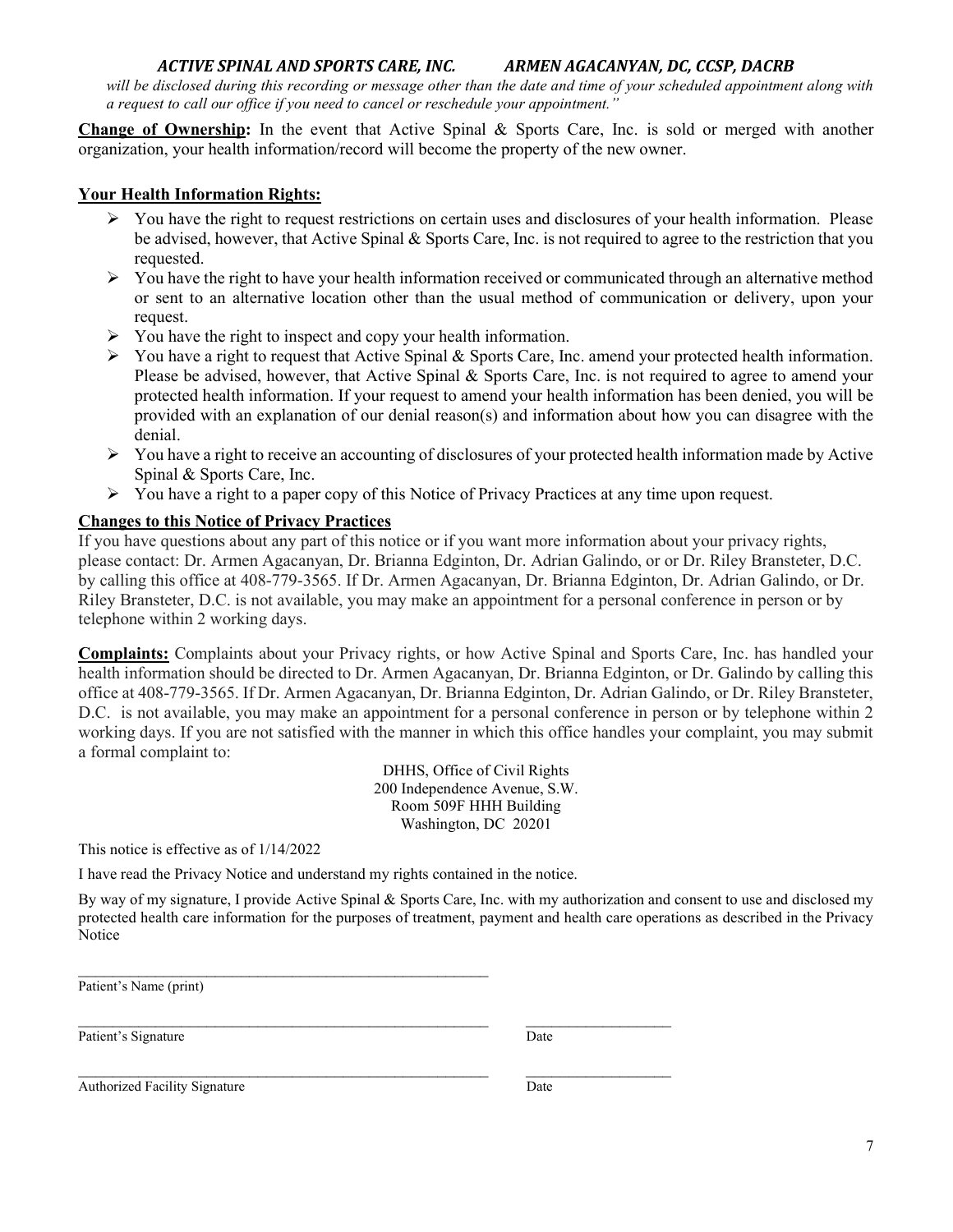*will be disclosed during this recording or message other than the date and time of your scheduled appointment along with a request to call our office if you need to cancel or reschedule your appointment."*

**Change of Ownership:** In the event that Active Spinal & Sports Care, Inc. is sold or merged with another organization, your health information/record will become the property of the new owner.

## Your Health Information Rights:

- You have the right to request restrictions on certain uses and disclosures of your health information. Please be advised, however, that Active Spinal & Sports Care, Inc. is not required to agree to the restriction that you requested.
- You have the right to have your health information received or communicated through an alternative method or sent to an alternative location other than the usual method of communication or delivery, upon your request.
- You have the right to inspect and copy your health information.
- You have a right to request that Active Spinal & Sports Care, Inc. amend your protected health information. Please be advised, however, that Active Spinal & Sports Care, Inc. is not required to agree to amend your protected health information. If your request to amend your health information has been denied, you will be provided with an explanation of our denial reason(s) and information about how you can disagree with the denial.
- You have a right to receive an accounting of disclosures of your protected health information made by Active Spinal & Sports Care, Inc.
- You have a right to a paper copy of this Notice of Privacy Practices at any time upon request.

## Changes to this Notice of Privacy Practices

If you have questions about any part of this notice or if you want more information about your privacy rights, please contact: Dr. Armen Agacanyan, Dr. Brianna Edginton, Dr. Adrian Galindo, or or Dr. Riley Bransteter, D.C. by calling this office at 408-779-3565. If Dr. Armen Agacanyan, Dr. Brianna Edginton, Dr. Adrian Galindo, or Dr. Riley Bransteter, D.C. is not available, you may make an appointment for a personal conference in person or by telephone within 2 working days.

**Complaints:** Complaints about your Privacy rights, or how Active Spinal and Sports Care, Inc. has handled your health information should be directed to Dr. Armen Agacanyan, Dr. Brianna Edginton, or Dr. Galindo by calling this office at 408-779-3565. If Dr. Armen Agacanyan, Dr. Brianna Edginton, Dr. Adrian Galindo, or Dr. Riley Bransteter, D.C. is not available, you may make an appointment for a personal conference in person or by telephone within 2 working days. If you are not satisfied with the manner in which this office handles your complaint, you may submit a formal complaint to:

DHHS, Office of Civil Rights
200 Independence Avenue, S.W.
Room 509F HHH Building
Washington, DC 20201

This notice is effective as of 1/14/2022

I have read the Privacy Notice and understand my rights contained in the notice.

By way of my signature, I provide Active Spinal & Sports Care, Inc. with my authorization and consent to use and disclosed my protected health care information for the purposes of treatment, payment and health care operations as described in the Privacy Notice

\_\_\_\_\_\_\_\_\_\_\_\_\_\_\_\_\_\_\_\_\_\_\_\_\_\_\_\_\_\_\_\_\_\_\_\_\_\_\_\_\_\_\_\_\_\_\_\_
Patient's Name (print)

\_\_\_\_\_\_\_\_\_\_\_\_\_\_\_\_\_\_\_\_\_\_\_\_\_\_\_\_\_\_\_\_\_\_\_\_\_\_\_\_\_\_\_\_\_\_\_\_ \_\_\_\_\_\_\_\_\_\_\_\_\_\_\_\_\_\_
Patient's Signature Date

\_\_\_\_\_\_\_\_\_\_\_\_\_\_\_\_\_\_\_\_\_\_\_\_\_\_\_\_\_\_\_\_\_\_\_\_\_\_\_\_\_\_\_\_\_\_\_\_ \_\_\_\_\_\_\_\_\_\_\_\_\_\_\_\_\_\_
Authorized Facility Signature Date